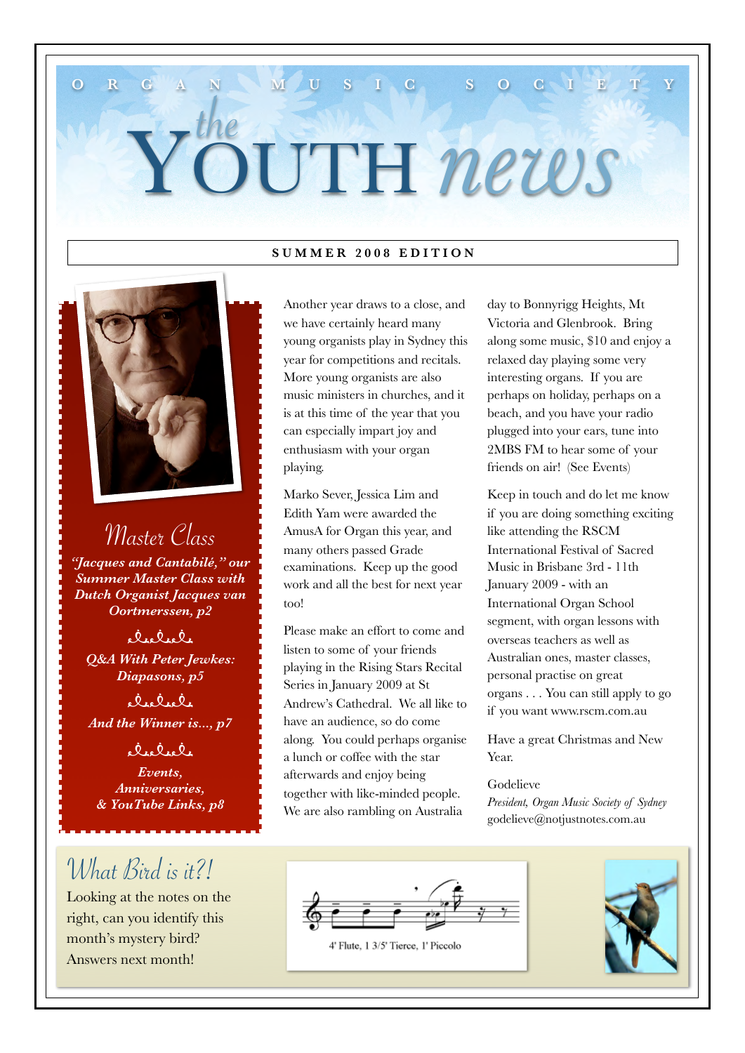ORGAN MUSIC SOCIETY

# the YOUTH news

**SUMMER 2008 EDITION**

## Master Class

***"Jacques and Cantabilé," our Summer Master Class with Dutch Organist Jacques van Oortmerssen, p2***

***Q&A With Peter Jewkes: Diapasons, p5***

***And the Winner is..., p7***

***Events, Anniversaries, & YouTube Links, p8***

Another year draws to a close, and we have certainly heard many young organists play in Sydney this year for competitions and recitals. More young organists are also music ministers in churches, and it is at this time of the year that you can especially impart joy and enthusiasm with your organ playing.

Marko Sever, Jessica Lim and Edith Yam were awarded the AmusA for Organ this year, and many others passed Grade examinations. Keep up the good work and all the best for next year too!

Please make an effort to come and listen to some of your friends playing in the Rising Stars Recital Series in January 2009 at St Andrew's Cathedral. We all like to have an audience, so do come along. You could perhaps organise a lunch or coffee with the star afterwards and enjoy being together with like-minded people. We are also rambling on Australia day to Bonnyrigg Heights, Mt Victoria and Glenbrook. Bring along some music, $10 and enjoy a relaxed day playing some very interesting organs. If you are perhaps on holiday, perhaps on a beach, and you have your radio plugged into your ears, tune into 2MBS FM to hear some of your friends on air! (See Events)

Keep in touch and do let me know if you are doing something exciting like attending the RSCM International Festival of Sacred Music in Brisbane 3rd - 11th January 2009 - with an International Organ School segment, with organ lessons with overseas teachers as well as Australian ones, master classes, personal practise on great organs . . . You can still apply to go if you want www.rscm.com.au

Have a great Christmas and New Year.

Godelieve
*President, Organ Music Society of Sydney*
godelieve@notjustnotes.com.au

## What Bird is it?!

Looking at the notes on the right, can you identify this month's mystery bird? Answers next month!

4' Flute, 1 3/5' Tierce, 1' Piccolo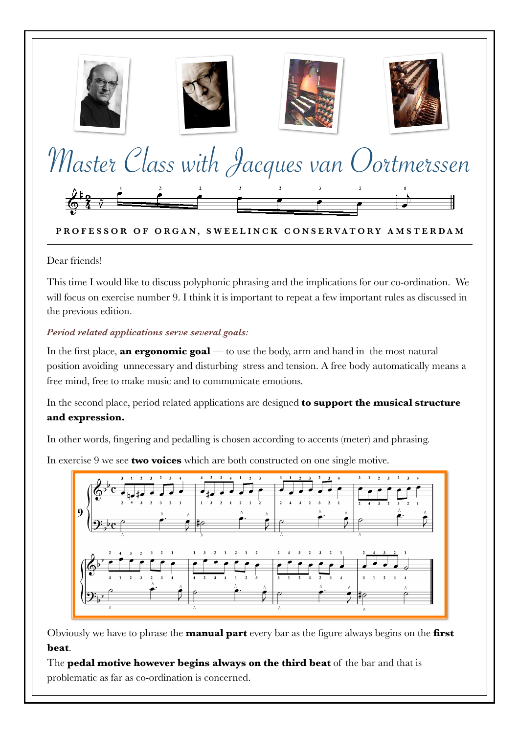# Master Class with Jacques van Oortmerssen

**PROFESSOR OF ORGAN, SWEELINCK CONSERVATORY AMSTERDAM**

Dear friends!

This time I would like to discuss polyphonic phrasing and the implications for our co-ordination. We will focus on exercise number 9. I think it is important to repeat a few important rules as discussed in the previous edition.

***Period related applications serve several goals:***

In the first place, **an ergonomic goal** — to use the body, arm and hand in the most natural position avoiding unnecessary and disturbing stress and tension. A free body automatically means a free mind, free to make music and to communicate emotions.

In the second place, period related applications are designed **to support the musical structure and expression.**

In other words, fingering and pedalling is chosen according to accents (meter) and phrasing.

In exercise 9 we see **two voices** which are both constructed on one single motive.

Obviously we have to phrase the **manual part** every bar as the figure always begins on the **first beat**.

The **pedal motive however begins always on the third beat** of the bar and that is problematic as far as co-ordination is concerned.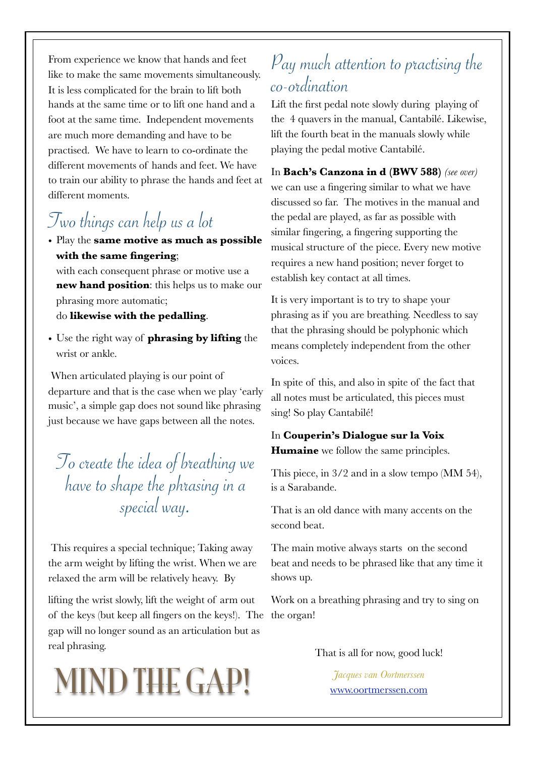From experience we know that hands and feet like to make the same movements simultaneously. It is less complicated for the brain to lift both hands at the same time or to lift one hand and a foot at the same time. Independent movements are much more demanding and have to be practised. We have to learn to co-ordinate the different movements of hands and feet. We have to train our ability to phrase the hands and feet at different moments.

## Two things can help us a lot

- Play the **same motive as much as possible with the same fingering**;
  with each consequent phrase or motive use a **new hand position**: this helps us to make our phrasing more automatic;
  do **likewise with the pedalling**.
- Use the right way of **phrasing by lifting** the wrist or ankle.

When articulated playing is our point of departure and that is the case when we play 'early music', a simple gap does not sound like phrasing just because we have gaps between all the notes.

## To create the idea of breathing we have to shape the phrasing in a special way.

This requires a special technique; Taking away the arm weight by lifting the wrist. When we are relaxed the arm will be relatively heavy. By lifting the wrist slowly, lift the weight of arm out of the keys (but keep all fingers on the keys!). The gap will no longer sound as an articulation but as real phrasing.

# MIND THE GAP!

## Pay much attention to practising the co-ordination

Lift the first pedal note slowly during playing of the 4 quavers in the manual, Cantabilé. Likewise, lift the fourth beat in the manuals slowly while playing the pedal motive Cantabilé.

In **Bach's Canzona in d (BWV 588)** *(see over)* we can use a fingering similar to what we have discussed so far. The motives in the manual and the pedal are played, as far as possible with similar fingering, a fingering supporting the musical structure of the piece. Every new motive requires a new hand position; never forget to establish key contact at all times.

It is very important is to try to shape your phrasing as if you are breathing. Needless to say that the phrasing should be polyphonic which means completely independent from the other voices.

In spite of this, and also in spite of the fact that all notes must be articulated, this pieces must sing! So play Cantabilé!

In **Couperin's Dialogue sur la Voix Humaine** we follow the same principles.

This piece, in 3/2 and in a slow tempo (MM 54), is a Sarabande.

That is an old dance with many accents on the second beat.

The main motive always starts on the second beat and needs to be phrased like that any time it shows up.

Work on a breathing phrasing and try to sing on the organ!

That is all for now, good luck!

*Jacques van Oortmerssen*
[www.oortmerssen.com](http://www.oortmerssen.com)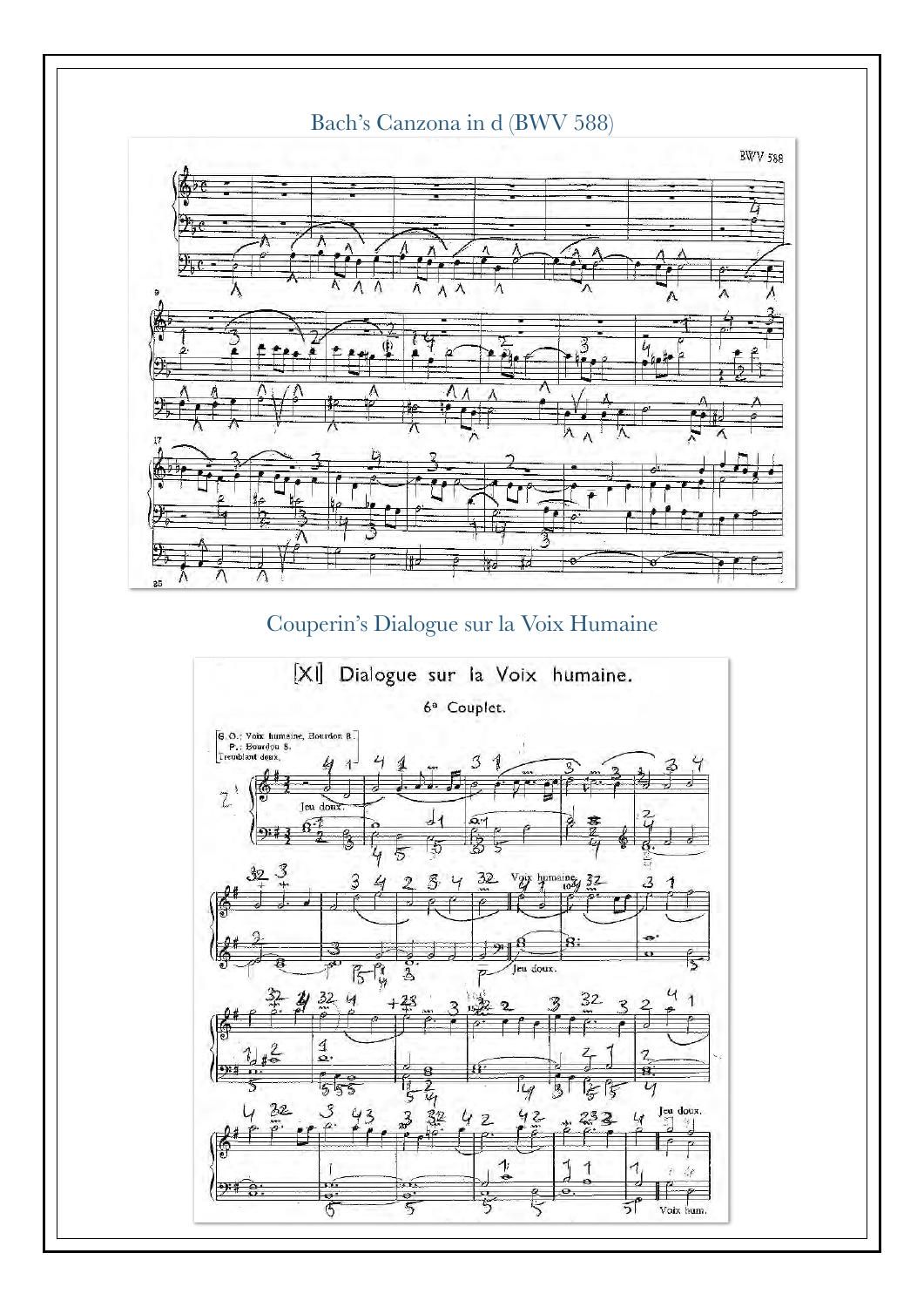Bach's Canzona in d (BWV 588)

Couperin's Dialogue sur la Voix Humaine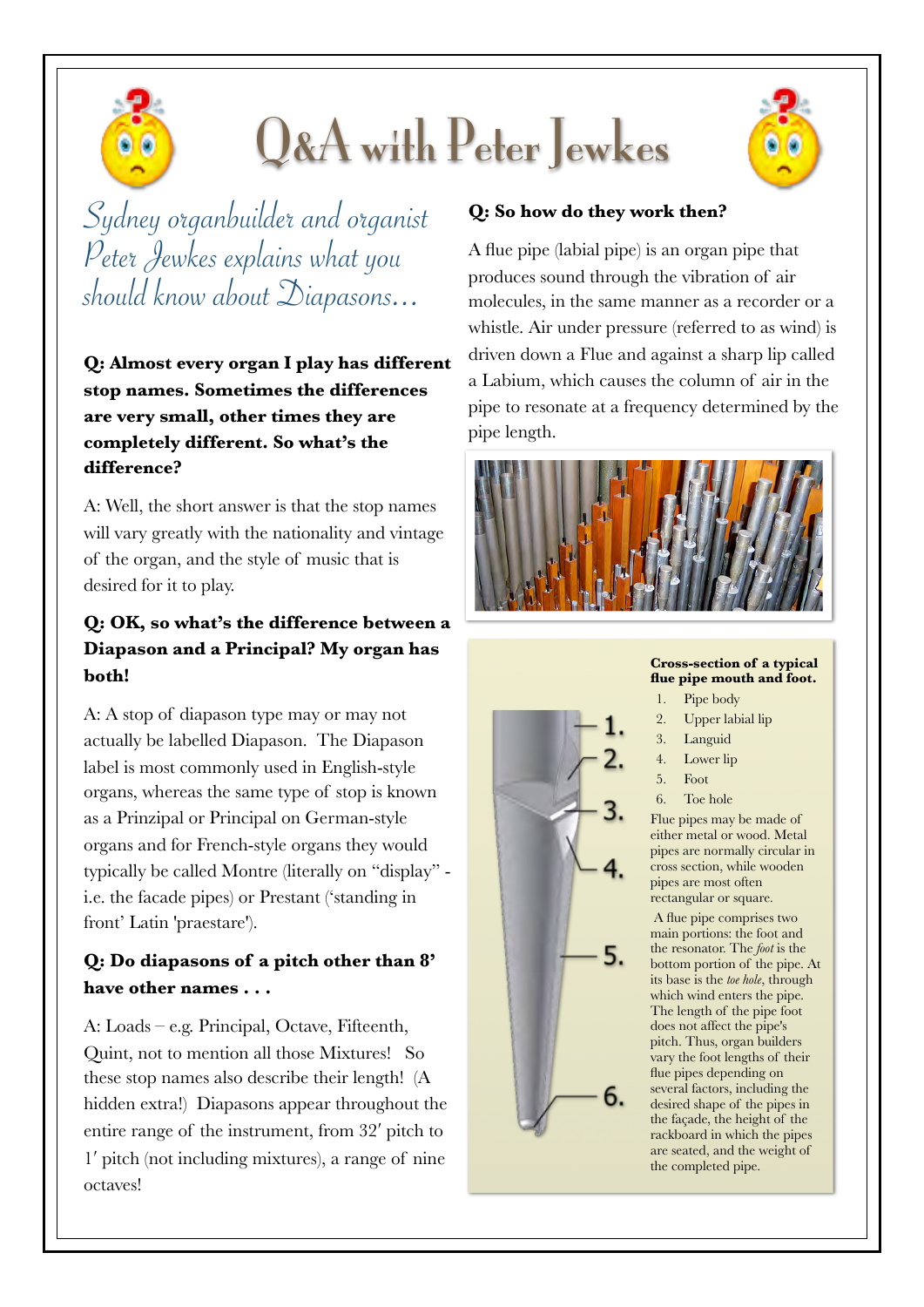# Q&A with Peter Jewkes

*Sydney organbuilder and organist Peter Jewkes explains what you should know about Diapasons…*

**Q: Almost every organ I play has different stop names. Sometimes the differences are very small, other times they are completely different. So what's the difference?**

A: Well, the short answer is that the stop names will vary greatly with the nationality and vintage of the organ, and the style of music that is desired for it to play.

**Q: OK, so what's the difference between a Diapason and a Principal? My organ has both!**

A: A stop of diapason type may or may not actually be labelled Diapason. The Diapason label is most commonly used in English-style organs, whereas the same type of stop is known as a Prinzipal or Principal on German-style organs and for French-style organs they would typically be called Montre (literally on "display" - i.e. the facade pipes) or Prestant ('standing in front' Latin 'praestare').

**Q: Do diapasons of a pitch other than 8' have other names . . .**

A: Loads – e.g. Principal, Octave, Fifteenth, Quint, not to mention all those Mixtures! So these stop names also describe their length! (A hidden extra!) Diapasons appear throughout the entire range of the instrument, from 32′ pitch to 1′ pitch (not including mixtures), a range of nine octaves!

**Q: So how do they work then?**

A flue pipe (labial pipe) is an organ pipe that produces sound through the vibration of air molecules, in the same manner as a recorder or a whistle. Air under pressure (referred to as wind) is driven down a Flue and against a sharp lip called a Labium, which causes the column of air in the pipe to resonate at a frequency determined by the pipe length.

**Cross-section of a typical flue pipe mouth and foot.**

1. Pipe body
2. Upper labial lip
3. Languid
4. Lower lip
5. Foot
6. Toe hole

Flue pipes may be made of either metal or wood. Metal pipes are normally circular in cross section, while wooden pipes are most often rectangular or square.

A flue pipe comprises two main portions: the foot and the resonator. The *foot* is the bottom portion of the pipe. At its base is the *toe hole*, through which wind enters the pipe. The length of the pipe foot does not affect the pipe's pitch. Thus, organ builders vary the foot lengths of their flue pipes depending on several factors, including the desired shape of the pipes in the façade, the height of the rackboard in which the pipes are seated, and the weight of the completed pipe.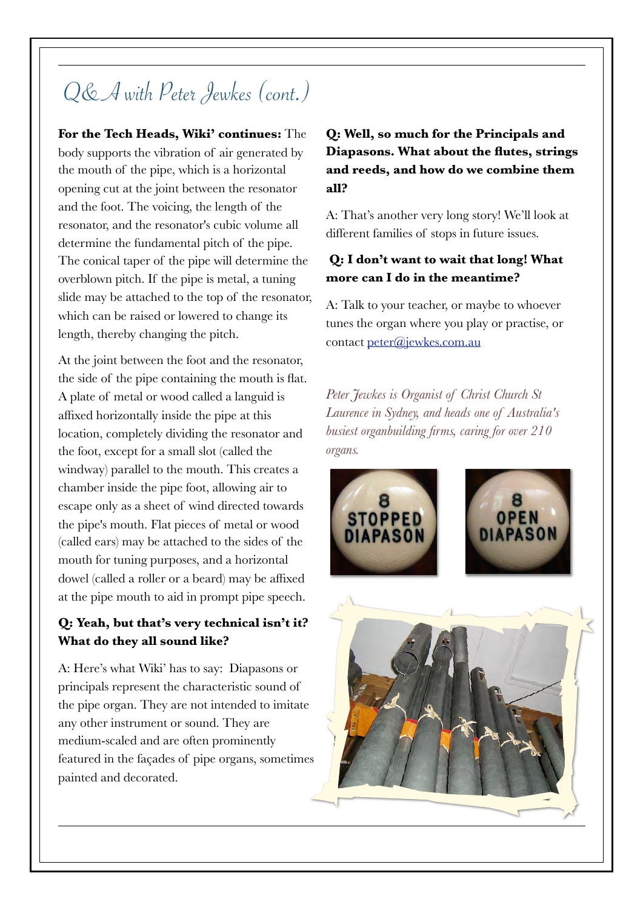# Q&A with Peter Jewkes (cont.)

**For the Tech Heads, Wiki' continues:** The body supports the vibration of air generated by the mouth of the pipe, which is a horizontal opening cut at the joint between the resonator and the foot. The voicing, the length of the resonator, and the resonator's cubic volume all determine the fundamental pitch of the pipe. The conical taper of the pipe will determine the overblown pitch. If the pipe is metal, a tuning slide may be attached to the top of the resonator, which can be raised or lowered to change its length, thereby changing the pitch.

At the joint between the foot and the resonator, the side of the pipe containing the mouth is flat. A plate of metal or wood called a languid is affixed horizontally inside the pipe at this location, completely dividing the resonator and the foot, except for a small slot (called the windway) parallel to the mouth. This creates a chamber inside the pipe foot, allowing air to escape only as a sheet of wind directed towards the pipe's mouth. Flat pieces of metal or wood (called ears) may be attached to the sides of the mouth for tuning purposes, and a horizontal dowel (called a roller or a beard) may be affixed at the pipe mouth to aid in prompt pipe speech.

**Q: Yeah, but that's very technical isn't it? What do they all sound like?**

A: Here's what Wiki' has to say: Diapasons or principals represent the characteristic sound of the pipe organ. They are not intended to imitate any other instrument or sound. They are medium-scaled and are often prominently featured in the façades of pipe organs, sometimes painted and decorated.

**Q: Well, so much for the Principals and Diapasons. What about the flutes, strings and reeds, and how do we combine them all?**

A: That's another very long story! We'll look at different families of stops in future issues.

**Q: I don't want to wait that long! What more can I do in the meantime?**

A: Talk to your teacher, or maybe to whoever tunes the organ where you play or practise, or contact [peter@jewkes.com.au](mailto:peter@jewkes.com.au)

*Peter Jewkes is Organist of Christ Church St Laurence in Sydney, and heads one of Australia's busiest organbuilding firms, caring for over 210 organs.*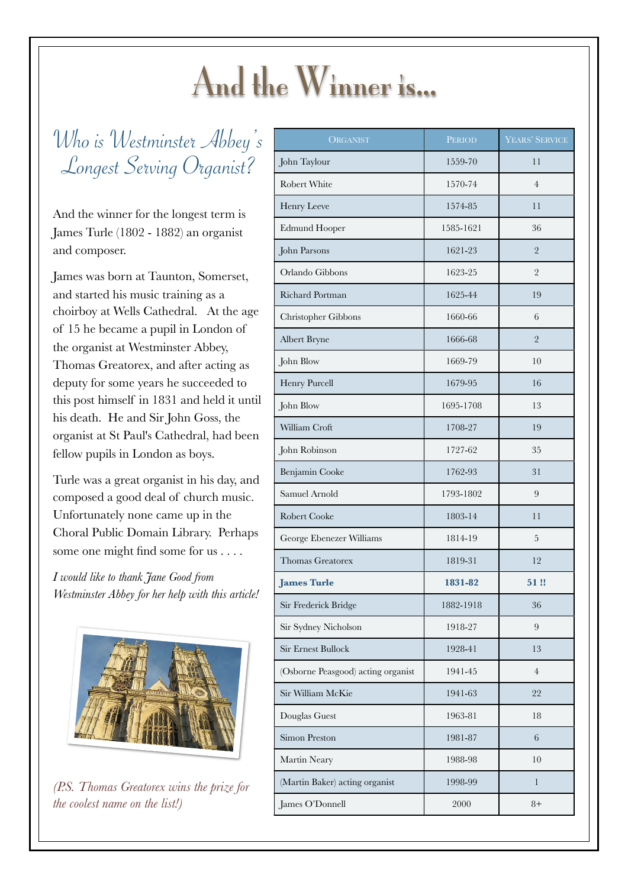# And the Winner is...

## Who is Westminster Abbey's Longest Serving Organist?

And the winner for the longest term is James Turle (1802 - 1882) an organist and composer.

James was born at Taunton, Somerset, and started his music training as a choirboy at Wells Cathedral. At the age of 15 he became a pupil in London of the organist at Westminster Abbey, Thomas Greatorex, and after acting as deputy for some years he succeeded to this post himself in 1831 and held it until his death. He and Sir John Goss, the organist at St Paul's Cathedral, had been fellow pupils in London as boys.

Turle was a great organist in his day, and composed a good deal of church music. Unfortunately none came up in the Choral Public Domain Library. Perhaps some one might find some for us . . . .

*I would like to thank Jane Good from Westminster Abbey for her help with this article!*

*(P.S. Thomas Greatorex wins the prize for the coolest name on the list!)*

| Organist | Period | Years' Service |
|---|---|---|
| John Taylour | 1559-70 | 11 |
| Robert White | 1570-74 | 4 |
| Henry Leeve | 1574-85 | 11 |
| Edmund Hooper | 1585-1621 | 36 |
| John Parsons | 1621-23 | 2 |
| Orlando Gibbons | 1623-25 | 2 |
| Richard Portman | 1625-44 | 19 |
| Christopher Gibbons | 1660-66 | 6 |
| Albert Bryne | 1666-68 | 2 |
| John Blow | 1669-79 | 10 |
| Henry Purcell | 1679-95 | 16 |
| John Blow | 1695-1708 | 13 |
| William Croft | 1708-27 | 19 |
| John Robinson | 1727-62 | 35 |
| Benjamin Cooke | 1762-93 | 31 |
| Samuel Arnold | 1793-1802 | 9 |
| Robert Cooke | 1803-14 | 11 |
| George Ebenezer Williams | 1814-19 | 5 |
| Thomas Greatorex | 1819-31 | 12 |
| **James Turle** | **1831-82** | **51 !!** |
| Sir Frederick Bridge | 1882-1918 | 36 |
| Sir Sydney Nicholson | 1918-27 | 9 |
| Sir Ernest Bullock | 1928-41 | 13 |
| (Osborne Peasgood) acting organist | 1941-45 | 4 |
| Sir William McKie | 1941-63 | 22 |
| Douglas Guest | 1963-81 | 18 |
| Simon Preston | 1981-87 | 6 |
| Martin Neary | 1988-98 | 10 |
| (Martin Baker) acting organist | 1998-99 | 1 |
| James O'Donnell | 2000 | 8+ |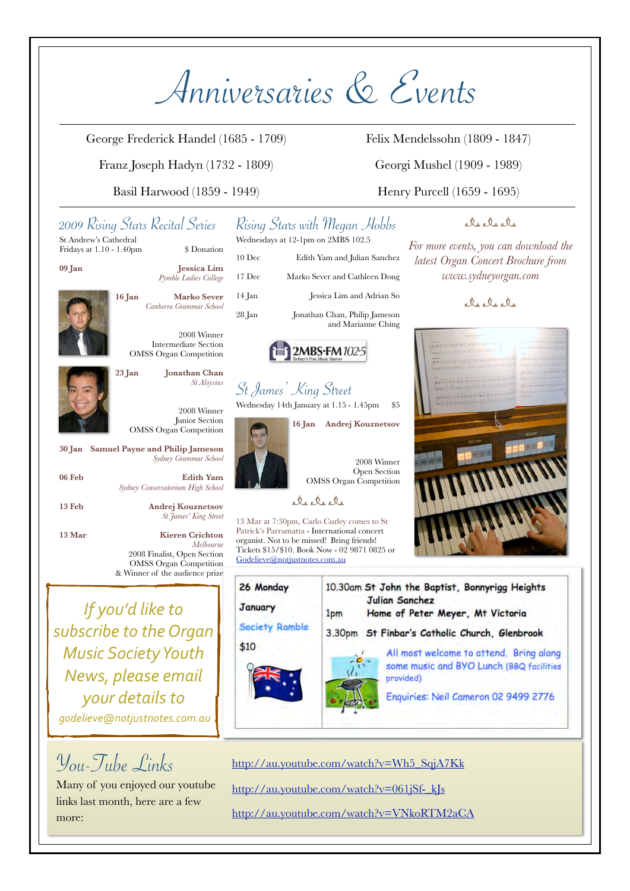# Anniversaries & Events

George Frederick Handel (1685 - 1709)

Franz Joseph Hadyn (1732 - 1809)

Basil Harwood (1859 - 1949)

Felix Mendelssohn (1809 - 1847)

Georgi Mushel (1909 - 1989)

Henry Purcell (1659 - 1695)

## 2009 Rising Stars Recital Series

St Andrew's Cathedral
Fridays at 1.10 - 1.40pm — $ Donation

**09 Jan** — **Jessica Lim**
*Pymble Ladies College*

**16 Jan** — **Marko Sever**
*Canberra Grammar School*
2008 Winner
Intermediate Section
OMSS Organ Competition

**23 Jan** — **Jonathan Chan**
*St Aloysius*
2008 Winner
Junior Section
OMSS Organ Competition

**30 Jan** — **Samuel Payne and Philip Jameson**
*Sydney Grammar School*

**06 Feb** — **Edith Yam**
*Sydney Conservatorium High School*

**13 Feb** — **Andrej Kouznetsov**
*St James' King Street*

**13 Mar** — **Kieren Crichton**
*Melbourne*
2008 Finalist, Open Section
OMSS Organ Competition
& Winner of the audience prize

*If you'd like to subscribe to the Organ Music Society Youth News, please email your details to godelieve@notjustnotes.com.au*

## Rising Stars with Megan Hobbs

Wednesdays at 12-1pm on 2MBS 102.5

| | |
|---|---|
| 10 Dec | Edith Yam and Julian Sanchez |
| 17 Dec | Marko Sever and Cathleen Dong |
| 14 Jan | Jessica Lim and Adrian So |
| 28 Jan | Jonathan Chan, Philip Jameson and Marianne Ching |

2MBS-FM 102.5 Sydney's Fine Music Station

## St James' King Street

Wednesday 14th January at 1.15 - 1.45pm — $5

**16 Jan** — **Andrej Kouznetsov**
2008 Winner
Open Section
OMSS Organ Competition

13 Mar at 7:30pm, Carlo Curley comes to St Patrick's Parramatta - International concert organist. Not to be missed! Bring friends! Tickets $15/$10. Book Now - 02 9871 0825 or Godelieve@notjustnotes.com.au

*For more events, you can download the latest Organ Concert Brochure from www.sydneyorgan.com*

**26 Monday January**
Society Ramble
$10

10.30am St John the Baptist, Bonnyrigg Heights
Julian Sanchez
1pm Home of Peter Meyer, Mt Victoria
3.30pm St Finbar's Catholic Church, Glenbrook

All most welcome to attend. Bring along some music and BYO Lunch (BBQ facilities provided)

Enquiries: Neil Cameron 02 9499 2776

## You-Tube Links

Many of you enjoyed our youtube links last month, here are a few more:

http://au.youtube.com/watch?v=Wh5_SqjA7Kk

http://au.youtube.com/watch?v=061jSf-_kJs

http://au.youtube.com/watch?v=VNkoRTM2aCA